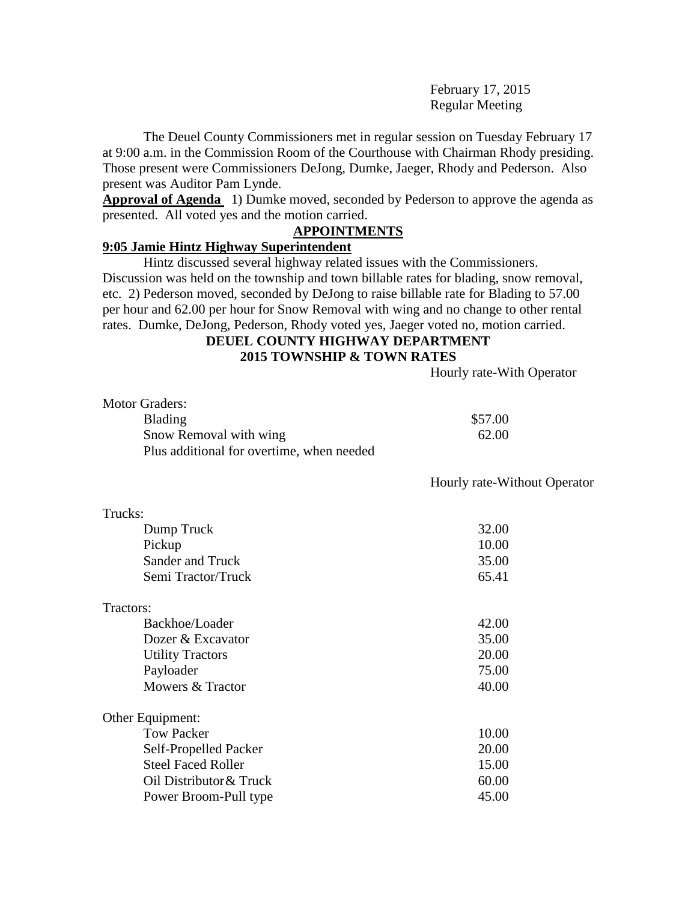February 17, 2015
Regular Meeting

The Deuel County Commissioners met in regular session on Tuesday February 17 at 9:00 a.m. in the Commission Room of the Courthouse with Chairman Rhody presiding. Those present were Commissioners DeJong, Dumke, Jaeger, Rhody and Pederson. Also present was Auditor Pam Lynde.

**Approval of Agenda** 1) Dumke moved, seconded by Pederson to approve the agenda as presented. All voted yes and the motion carried.

## APPOINTMENTS

### 9:05 Jamie Hintz Highway Superintendent

Hintz discussed several highway related issues with the Commissioners. Discussion was held on the township and town billable rates for blading, snow removal, etc. 2) Pederson moved, seconded by DeJong to raise billable rate for Blading to 57.00 per hour and 62.00 per hour for Snow Removal with wing and no change to other rental rates. Dumke, DeJong, Pederson, Rhody voted yes, Jaeger voted no, motion carried.

**DEUEL COUNTY HIGHWAY DEPARTMENT**
**2015 TOWNSHIP & TOWN RATES**

| | Hourly rate-With Operator |
|---|---|
| Motor Graders: | |
| Blading | $57.00 |
| Snow Removal with wing | 62.00 |
| Plus additional for overtime, when needed | |

| | Hourly rate-Without Operator |
|---|---|
| Trucks: | |
| Dump Truck | 32.00 |
| Pickup | 10.00 |
| Sander and Truck | 35.00 |
| Semi Tractor/Truck | 65.41 |
| Tractors: | |
| Backhoe/Loader | 42.00 |
| Dozer & Excavator | 35.00 |
| Utility Tractors | 20.00 |
| Payloader | 75.00 |
| Mowers & Tractor | 40.00 |
| Other Equipment: | |
| Tow Packer | 10.00 |
| Self-Propelled Packer | 20.00 |
| Steel Faced Roller | 15.00 |
| Oil Distributor& Truck | 60.00 |
| Power Broom-Pull type | 45.00 |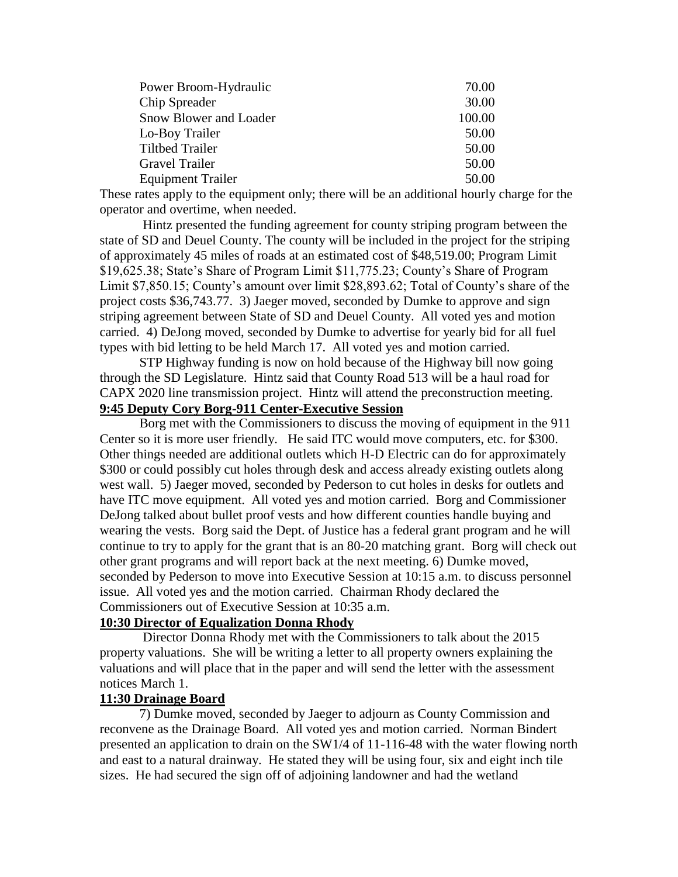| | |
|---|---|
| Power Broom-Hydraulic | 70.00 |
| Chip Spreader | 30.00 |
| Snow Blower and Loader | 100.00 |
| Lo-Boy Trailer | 50.00 |
| Tiltbed Trailer | 50.00 |
| Gravel Trailer | 50.00 |
| Equipment Trailer | 50.00 |

These rates apply to the equipment only; there will be an additional hourly charge for the operator and overtime, when needed.

Hintz presented the funding agreement for county striping program between the state of SD and Deuel County. The county will be included in the project for the striping of approximately 45 miles of roads at an estimated cost of $48,519.00; Program Limit $19,625.38; State's Share of Program Limit $11,775.23; County's Share of Program Limit $7,850.15; County's amount over limit $28,893.62; Total of County's share of the project costs $36,743.77. 3) Jaeger moved, seconded by Dumke to approve and sign striping agreement between State of SD and Deuel County. All voted yes and motion carried. 4) DeJong moved, seconded by Dumke to advertise for yearly bid for all fuel types with bid letting to be held March 17. All voted yes and motion carried.

STP Highway funding is now on hold because of the Highway bill now going through the SD Legislature. Hintz said that County Road 513 will be a haul road for CAPX 2020 line transmission project. Hintz will attend the preconstruction meeting.

**9:45 Deputy Cory Borg-911 Center-Executive Session**

Borg met with the Commissioners to discuss the moving of equipment in the 911 Center so it is more user friendly. He said ITC would move computers, etc. for $300. Other things needed are additional outlets which H-D Electric can do for approximately $300 or could possibly cut holes through desk and access already existing outlets along west wall. 5) Jaeger moved, seconded by Pederson to cut holes in desks for outlets and have ITC move equipment. All voted yes and motion carried. Borg and Commissioner DeJong talked about bullet proof vests and how different counties handle buying and wearing the vests. Borg said the Dept. of Justice has a federal grant program and he will continue to try to apply for the grant that is an 80-20 matching grant. Borg will check out other grant programs and will report back at the next meeting. 6) Dumke moved, seconded by Pederson to move into Executive Session at 10:15 a.m. to discuss personnel issue. All voted yes and the motion carried. Chairman Rhody declared the Commissioners out of Executive Session at 10:35 a.m.

**10:30 Director of Equalization Donna Rhody**

Director Donna Rhody met with the Commissioners to talk about the 2015 property valuations. She will be writing a letter to all property owners explaining the valuations and will place that in the paper and will send the letter with the assessment notices March 1.

**11:30 Drainage Board**

7) Dumke moved, seconded by Jaeger to adjourn as County Commission and reconvene as the Drainage Board. All voted yes and motion carried. Norman Bindert presented an application to drain on the SW1/4 of 11-116-48 with the water flowing north and east to a natural drainway. He stated they will be using four, six and eight inch tile sizes. He had secured the sign off of adjoining landowner and had the wetland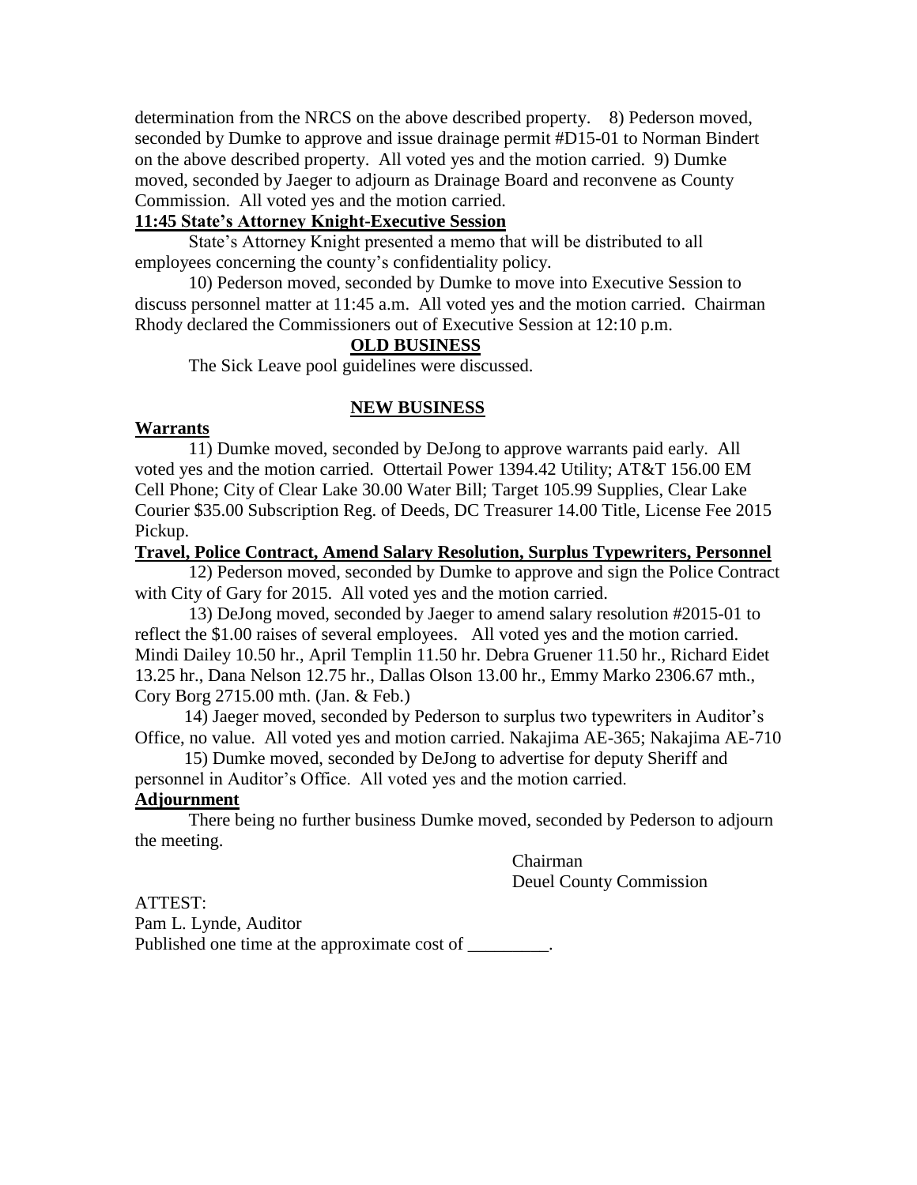determination from the NRCS on the above described property. 8) Pederson moved, seconded by Dumke to approve and issue drainage permit #D15-01 to Norman Bindert on the above described property. All voted yes and the motion carried. 9) Dumke moved, seconded by Jaeger to adjourn as Drainage Board and reconvene as County Commission. All voted yes and the motion carried.

**11:45 State's Attorney Knight-Executive Session**

State's Attorney Knight presented a memo that will be distributed to all employees concerning the county's confidentiality policy.

10) Pederson moved, seconded by Dumke to move into Executive Session to discuss personnel matter at 11:45 a.m. All voted yes and the motion carried. Chairman Rhody declared the Commissioners out of Executive Session at 12:10 p.m.

**OLD BUSINESS**

The Sick Leave pool guidelines were discussed.

**NEW BUSINESS**

**Warrants**

11) Dumke moved, seconded by DeJong to approve warrants paid early. All voted yes and the motion carried. Ottertail Power 1394.42 Utility; AT&T 156.00 EM Cell Phone; City of Clear Lake 30.00 Water Bill; Target 105.99 Supplies, Clear Lake Courier $35.00 Subscription Reg. of Deeds, DC Treasurer 14.00 Title, License Fee 2015 Pickup.

**Travel, Police Contract, Amend Salary Resolution, Surplus Typewriters, Personnel**

12) Pederson moved, seconded by Dumke to approve and sign the Police Contract with City of Gary for 2015. All voted yes and the motion carried.

13) DeJong moved, seconded by Jaeger to amend salary resolution #2015-01 to reflect the $1.00 raises of several employees. All voted yes and the motion carried. Mindi Dailey 10.50 hr., April Templin 11.50 hr. Debra Gruener 11.50 hr., Richard Eidet 13.25 hr., Dana Nelson 12.75 hr., Dallas Olson 13.00 hr., Emmy Marko 2306.67 mth., Cory Borg 2715.00 mth. (Jan. & Feb.)

14) Jaeger moved, seconded by Pederson to surplus two typewriters in Auditor's Office, no value. All voted yes and motion carried. Nakajima AE-365; Nakajima AE-710

15) Dumke moved, seconded by DeJong to advertise for deputy Sheriff and personnel in Auditor's Office. All voted yes and the motion carried.

**Adjournment**

There being no further business Dumke moved, seconded by Pederson to adjourn the meeting.

Chairman
Deuel County Commission

ATTEST:
Pam L. Lynde, Auditor
Published one time at the approximate cost of _________.